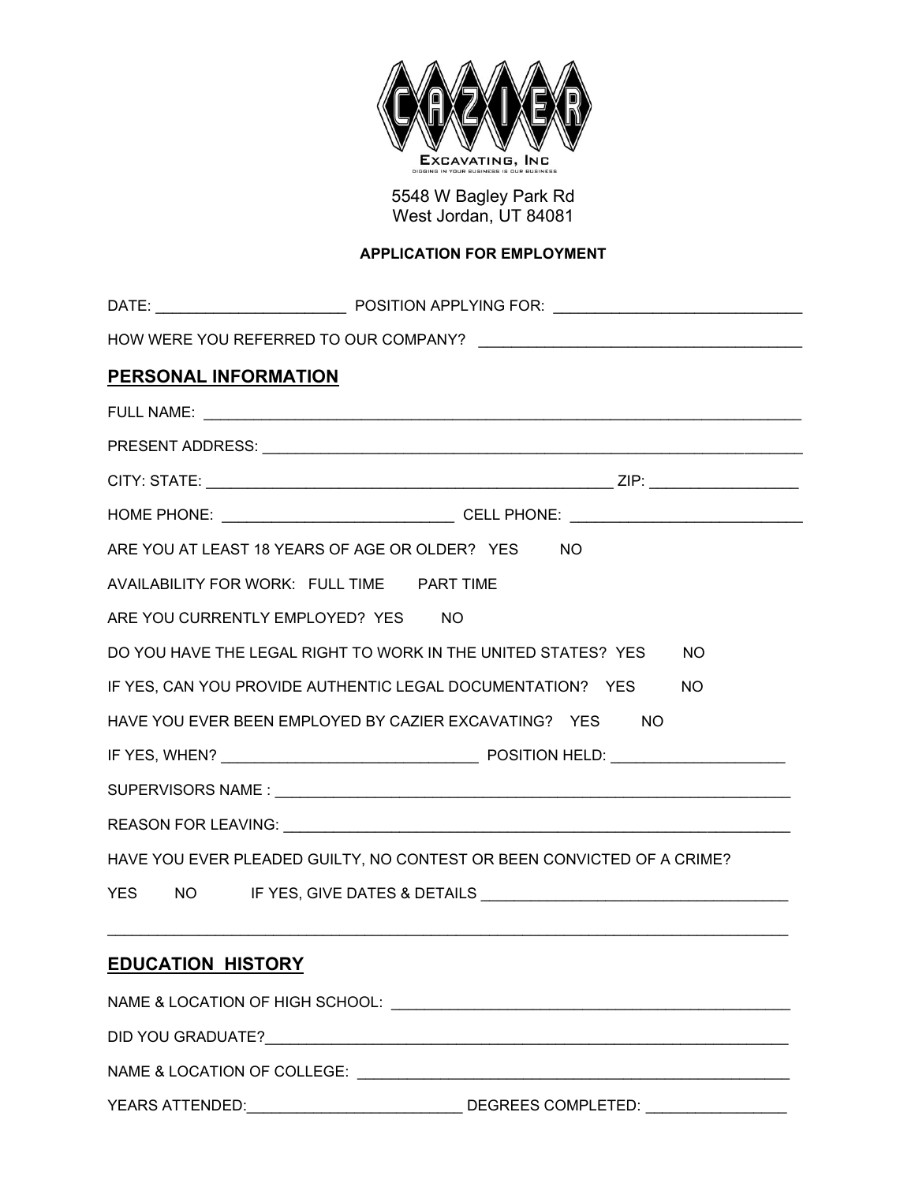CAZIER

EXCAVATING, INC

DIGGING IN YOUR BUSINESS IS OUR BUSINESS

5548 W Bagley Park Rd
West Jordan, UT 84081

**APPLICATION FOR EMPLOYMENT**

DATE: ______________________ POSITION APPLYING FOR: ______________________________

HOW WERE YOU REFERRED TO OUR COMPANY? ______________________________________

## PERSONAL INFORMATION

FULL NAME: ___________________________________________________________________________

PRESENT ADDRESS: ______________________________________________________________________

CITY: STATE: ________________________________________________ ZIP: _________________

HOME PHONE: ___________________________ CELL PHONE: ___________________________

ARE YOU AT LEAST 18 YEARS OF AGE OR OLDER? YES NO

AVAILABILITY FOR WORK: FULL TIME PART TIME

ARE YOU CURRENTLY EMPLOYED? YES NO

DO YOU HAVE THE LEGAL RIGHT TO WORK IN THE UNITED STATES? YES NO

IF YES, CAN YOU PROVIDE AUTHENTIC LEGAL DOCUMENTATION? YES NO

HAVE YOU EVER BEEN EMPLOYED BY CAZIER EXCAVATING? YES NO

IF YES, WHEN? ______________________________ POSITION HELD: ____________________

SUPERVISORS NAME : ____________________________________________________________

REASON FOR LEAVING: ___________________________________________________________

HAVE YOU EVER PLEADED GUILTY, NO CONTEST OR BEEN CONVICTED OF A CRIME?

YES NO IF YES, GIVE DATES & DETAILS ____________________________________

_____________________________________________________________________________

## EDUCATION HISTORY

NAME & LOCATION OF HIGH SCHOOL: _______________________________________________

DID YOU GRADUATE?______________________________________________________________

NAME & LOCATION OF COLLEGE: ___________________________________________________

YEARS ATTENDED:_________________________ DEGREES COMPLETED: ________________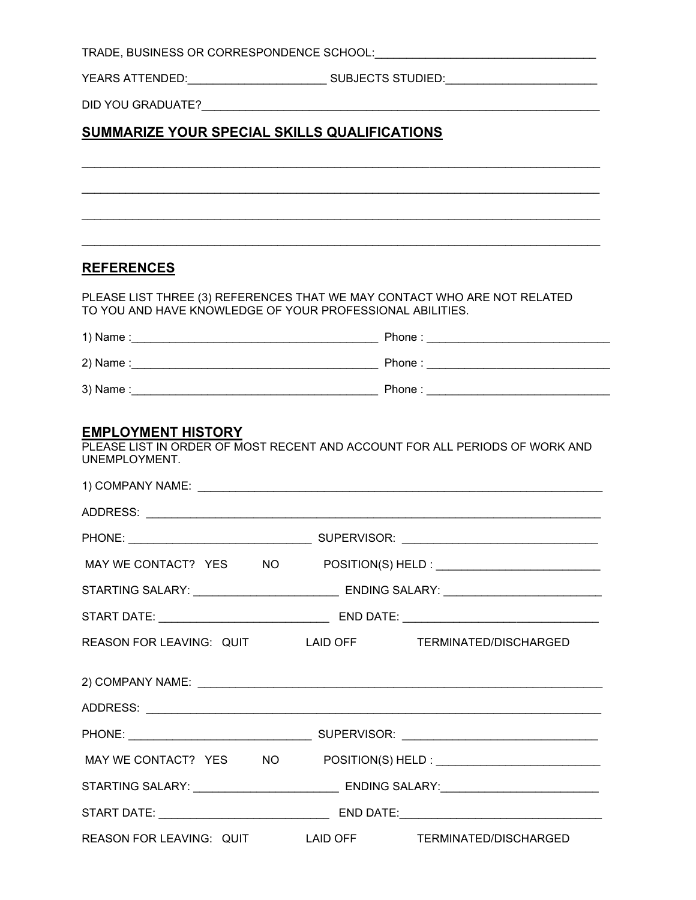TRADE, BUSINESS OR CORRESPONDENCE SCHOOL:___________________________________

YEARS ATTENDED:______________________ SUBJECTS STUDIED:________________________

DID YOU GRADUATE?_______________________________________________________________

## SUMMARIZE YOUR SPECIAL SKILLS QUALIFICATIONS

_______________________________________________________________________________

_______________________________________________________________________________

_______________________________________________________________________________

_______________________________________________________________________________

## REFERENCES

PLEASE LIST THREE (3) REFERENCES THAT WE MAY CONTACT WHO ARE NOT RELATED TO YOU AND HAVE KNOWLEDGE OF YOUR PROFESSIONAL ABILITIES.

1) Name :_______________________________________ Phone : ____________________________

2) Name :_______________________________________ Phone : ____________________________

3) Name :_______________________________________ Phone : ____________________________

## EMPLOYMENT HISTORY

PLEASE LIST IN ORDER OF MOST RECENT AND ACCOUNT FOR ALL PERIODS OF WORK AND UNEMPLOYMENT.

1) COMPANY NAME: ______________________________________________________________

ADDRESS: ______________________________________________________________________

PHONE: _____________________________ SUPERVISOR: ______________________________

MAY WE CONTACT? YES NO POSITION(S) HELD : _________________________

STARTING SALARY: ______________________ ENDING SALARY: _______________________

START DATE: __________________________ END DATE: _____________________________

REASON FOR LEAVING: QUIT LAID OFF TERMINATED/DISCHARGED

2) COMPANY NAME: ______________________________________________________________

ADDRESS: ______________________________________________________________________

PHONE: _____________________________ SUPERVISOR: ______________________________

MAY WE CONTACT? YES NO POSITION(S) HELD : _________________________

STARTING SALARY: ______________________ ENDING SALARY:________________________

START DATE: __________________________ END DATE:______________________________

REASON FOR LEAVING: QUIT LAID OFF TERMINATED/DISCHARGED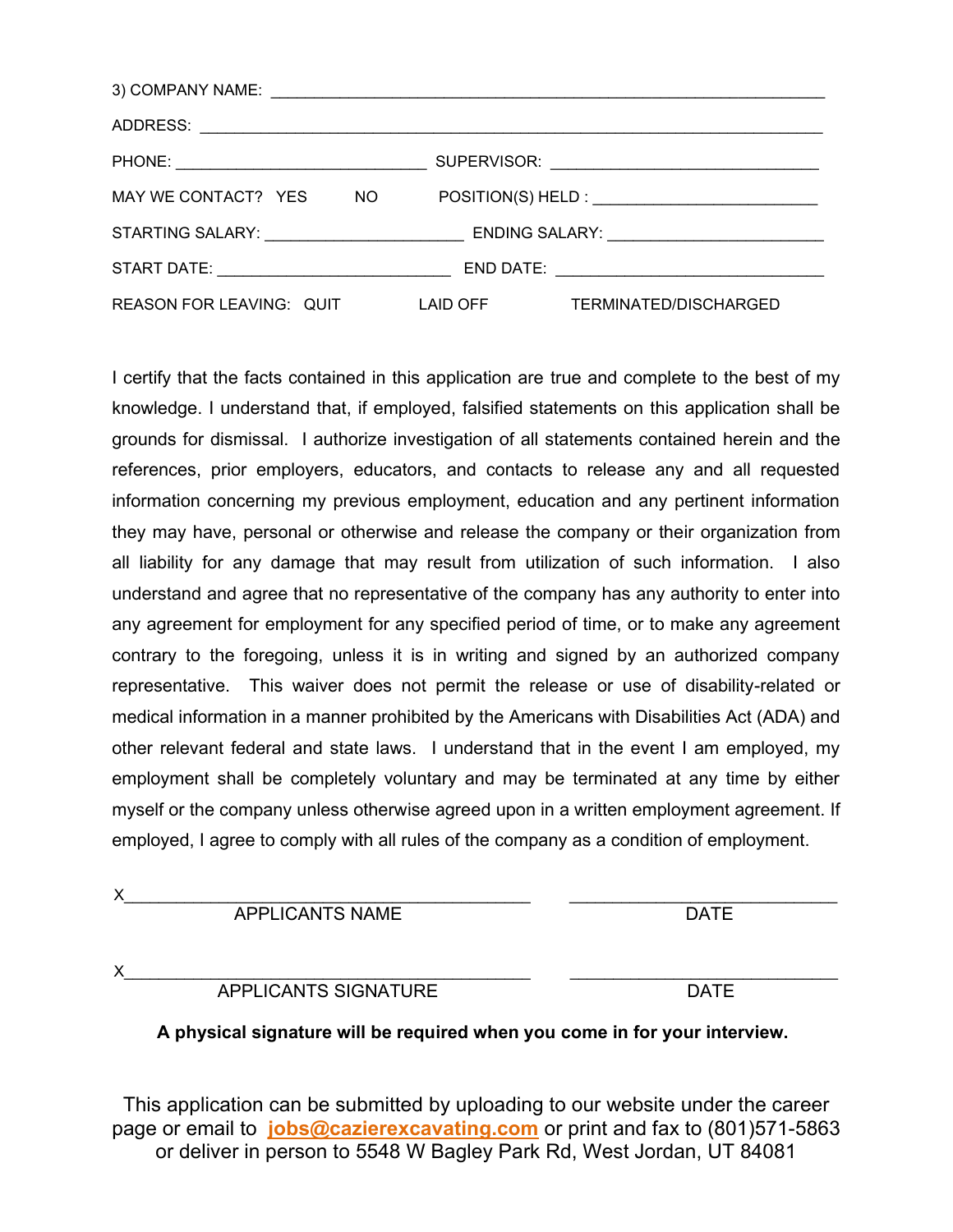3) COMPANY NAME: ________________________________________________________________

ADDRESS: ________________________________________________________________________

PHONE: ____________________________ SUPERVISOR: _______________________________

MAY WE CONTACT? YES NO POSITION(S) HELD : _________________________

STARTING SALARY: ______________________ ENDING SALARY: ________________________

START DATE: __________________________ END DATE: ______________________________

REASON FOR LEAVING: QUIT LAID OFF TERMINATED/DISCHARGED

I certify that the facts contained in this application are true and complete to the best of my knowledge. I understand that, if employed, falsified statements on this application shall be grounds for dismissal. I authorize investigation of all statements contained herein and the references, prior employers, educators, and contacts to release any and all requested information concerning my previous employment, education and any pertinent information they may have, personal or otherwise and release the company or their organization from all liability for any damage that may result from utilization of such information. I also understand and agree that no representative of the company has any authority to enter into any agreement for employment for any specified period of time, or to make any agreement contrary to the foregoing, unless it is in writing and signed by an authorized company representative. This waiver does not permit the release or use of disability-related or medical information in a manner prohibited by the Americans with Disabilities Act (ADA) and other relevant federal and state laws. I understand that in the event I am employed, my employment shall be completely voluntary and may be terminated at any time by either myself or the company unless otherwise agreed upon in a written employment agreement. If employed, I agree to comply with all rules of the company as a condition of employment.

X____________________________________________ ______________________________

APPLICANTS NAME DATE

X____________________________________________ ______________________________

APPLICANTS SIGNATURE DATE

**A physical signature will be required when you come in for your interview.**

This application can be submitted by uploading to our website under the career page or email to **jobs@cazierexcavating.com** or print and fax to (801)571-5863 or deliver in person to 5548 W Bagley Park Rd, West Jordan, UT 84081